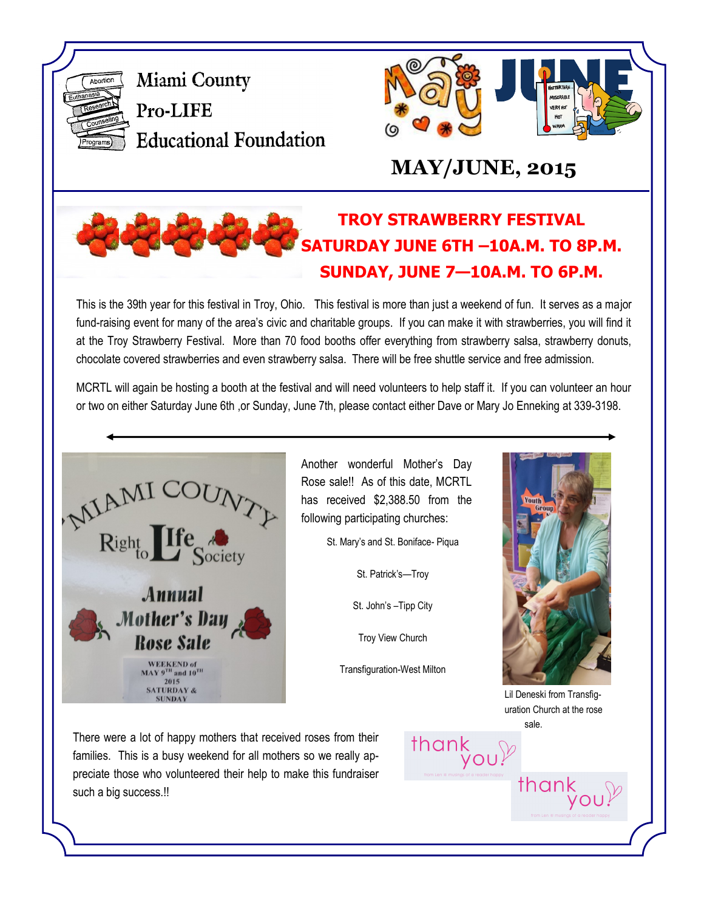# Miami County Pro-LIFE Educational Foundation

## MAY/JUNE, 2015

## TROY STRAWBERRY FESTIVAL
## SATURDAY JUNE 6TH –10A.M. TO 8P.M.
## SUNDAY, JUNE 7—10A.M. TO 6P.M.

This is the 39th year for this festival in Troy, Ohio. This festival is more than just a weekend of fun. It serves as a major fund-raising event for many of the area's civic and charitable groups. If you can make it with strawberries, you will find it at the Troy Strawberry Festival. More than 70 food booths offer everything from strawberry salsa, strawberry donuts, chocolate covered strawberries and even strawberry salsa. There will be free shuttle service and free admission.

MCRTL will again be hosting a booth at the festival and will need volunteers to help staff it. If you can volunteer an hour or two on either Saturday June 6th ,or Sunday, June 7th, please contact either Dave or Mary Jo Enneking at 339-3198.

---

Another wonderful Mother's Day Rose sale!! As of this date, MCRTL has received $2,388.50 from the following participating churches:

St. Mary's and St. Boniface- Piqua

St. Patrick's—Troy

St. John's –Tipp City

Troy View Church

Transfiguration-West Milton

Lil Deneski from Transfiguration Church at the rose sale.

There were a lot of happy mothers that received roses from their families. This is a busy weekend for all mothers so we really appreciate those who volunteered their help to make this fundraiser such a big success.!!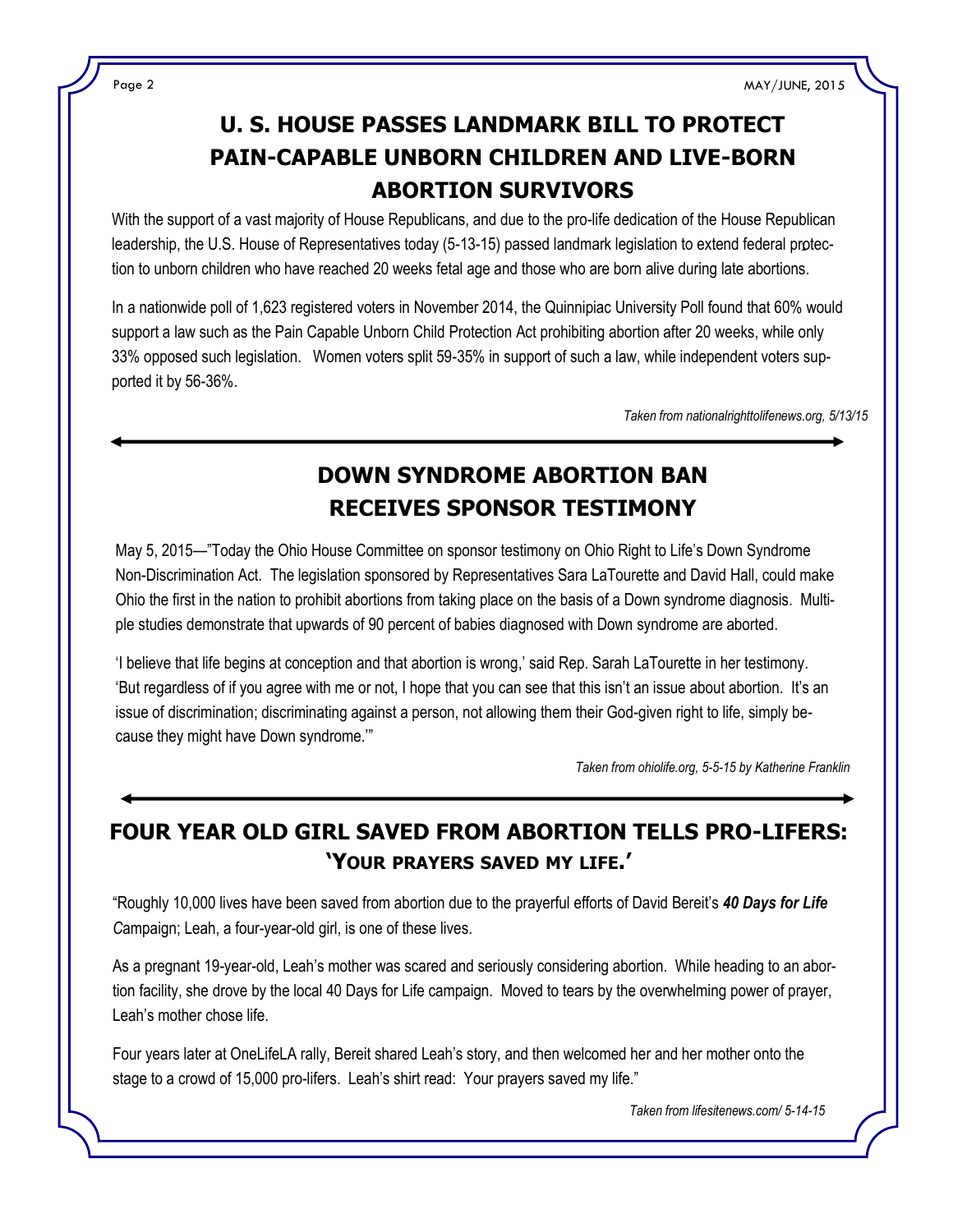## U. S. HOUSE PASSES LANDMARK BILL TO PROTECT PAIN-CAPABLE UNBORN CHILDREN AND LIVE-BORN ABORTION SURVIVORS

With the support of a vast majority of House Republicans, and due to the pro-life dedication of the House Republican leadership, the U.S. House of Representatives today (5-13-15) passed landmark legislation to extend federal protection to unborn children who have reached 20 weeks fetal age and those who are born alive during late abortions.

In a nationwide poll of 1,623 registered voters in November 2014, the Quinnipiac University Poll found that 60% would support a law such as the Pain Capable Unborn Child Protection Act prohibiting abortion after 20 weeks, while only 33% opposed such legislation. Women voters split 59-35% in support of such a law, while independent voters supported it by 56-36%.

*Taken from nationalrighttolifenews.org, 5/13/15*

## DOWN SYNDROME ABORTION BAN RECEIVES SPONSOR TESTIMONY

May 5, 2015—"Today the Ohio House Committee on sponsor testimony on Ohio Right to Life's Down Syndrome Non-Discrimination Act. The legislation sponsored by Representatives Sara LaTourette and David Hall, could make Ohio the first in the nation to prohibit abortions from taking place on the basis of a Down syndrome diagnosis. Multiple studies demonstrate that upwards of 90 percent of babies diagnosed with Down syndrome are aborted.

'I believe that life begins at conception and that abortion is wrong,' said Rep. Sarah LaTourette in her testimony. 'But regardless of if you agree with me or not, I hope that you can see that this isn't an issue about abortion. It's an issue of discrimination; discriminating against a person, not allowing them their God-given right to life, simply because they might have Down syndrome.'"

*Taken from ohiolife.org, 5-5-15 by Katherine Franklin*

## FOUR YEAR OLD GIRL SAVED FROM ABORTION TELLS PRO-LIFERS: 'YOUR PRAYERS SAVED MY LIFE.'

"Roughly 10,000 lives have been saved from abortion due to the prayerful efforts of David Bereit's ***40 Days for Life** C*ampaign; Leah, a four-year-old girl, is one of these lives.

As a pregnant 19-year-old, Leah's mother was scared and seriously considering abortion. While heading to an abortion facility, she drove by the local 40 Days for Life campaign. Moved to tears by the overwhelming power of prayer, Leah's mother chose life.

Four years later at OneLifeLA rally, Bereit shared Leah's story, and then welcomed her and her mother onto the stage to a crowd of 15,000 pro-lifers. Leah's shirt read: Your prayers saved my life."

*Taken from lifesitenews.com/ 5-14-15*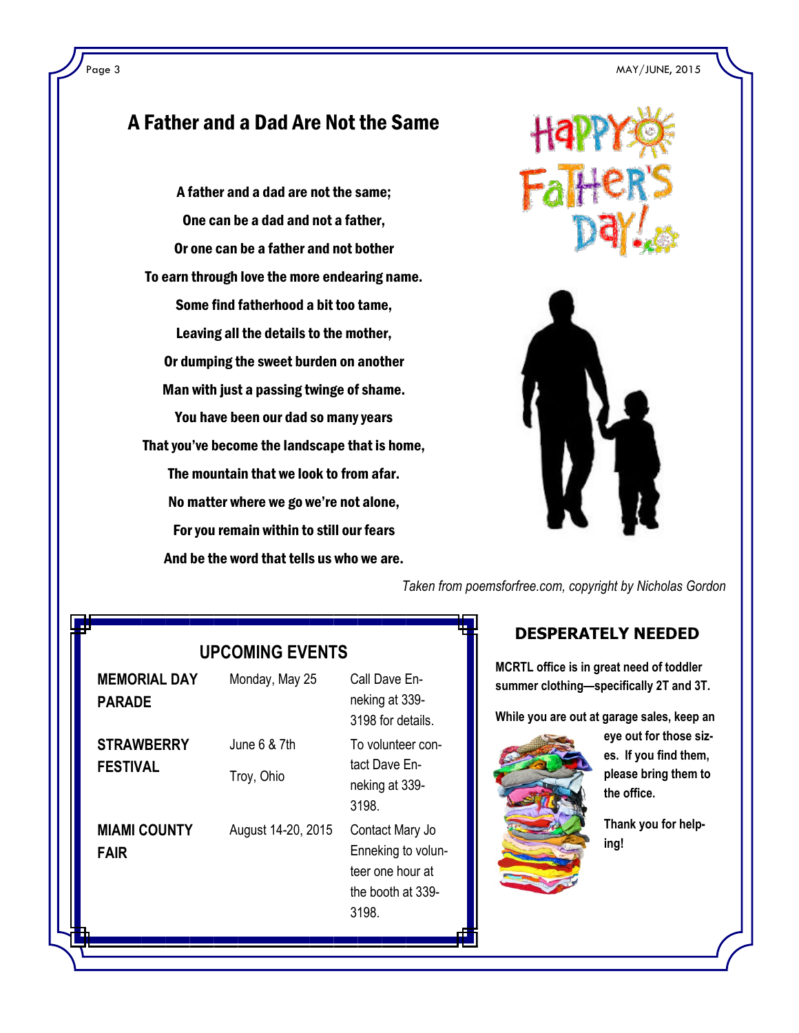## A Father and a Dad Are Not the Same

**A father and a dad are not the same;**
**One can be a dad and not a father,**
**Or one can be a father and not bother**
**To earn through love the more endearing name.**
**Some find fatherhood a bit too tame,**
**Leaving all the details to the mother,**
**Or dumping the sweet burden on another**
**Man with just a passing twinge of shame.**
**You have been our dad so many years**
**That you've become the landscape that is home,**
**The mountain that we look to from afar.**
**No matter where we go we're not alone,**
**For you remain within to still our fears**
**And be the word that tells us who we are.**

*Taken from poemsforfree.com, copyright by Nicholas Gordon*

## UPCOMING EVENTS

| Event | Date | Details |
|---|---|---|
| **MEMORIAL DAY PARADE** | Monday, May 25 | Call Dave Enneking at 339-3198 for details. |
| **STRAWBERRY FESTIVAL** | June 6 & 7th<br>Troy, Ohio | To volunteer contact Dave Enneking at 339-3198. |
| **MIAMI COUNTY FAIR** | August 14-20, 2015 | Contact Mary Jo Enneking to volunteer one hour at the booth at 339-3198. |

## DESPERATELY NEEDED

**MCRTL office is in great need of toddler summer clothing—specifically 2T and 3T.**

**While you are out at garage sales, keep an eye out for those sizes. If you find them, please bring them to the office.**

**Thank you for helping!**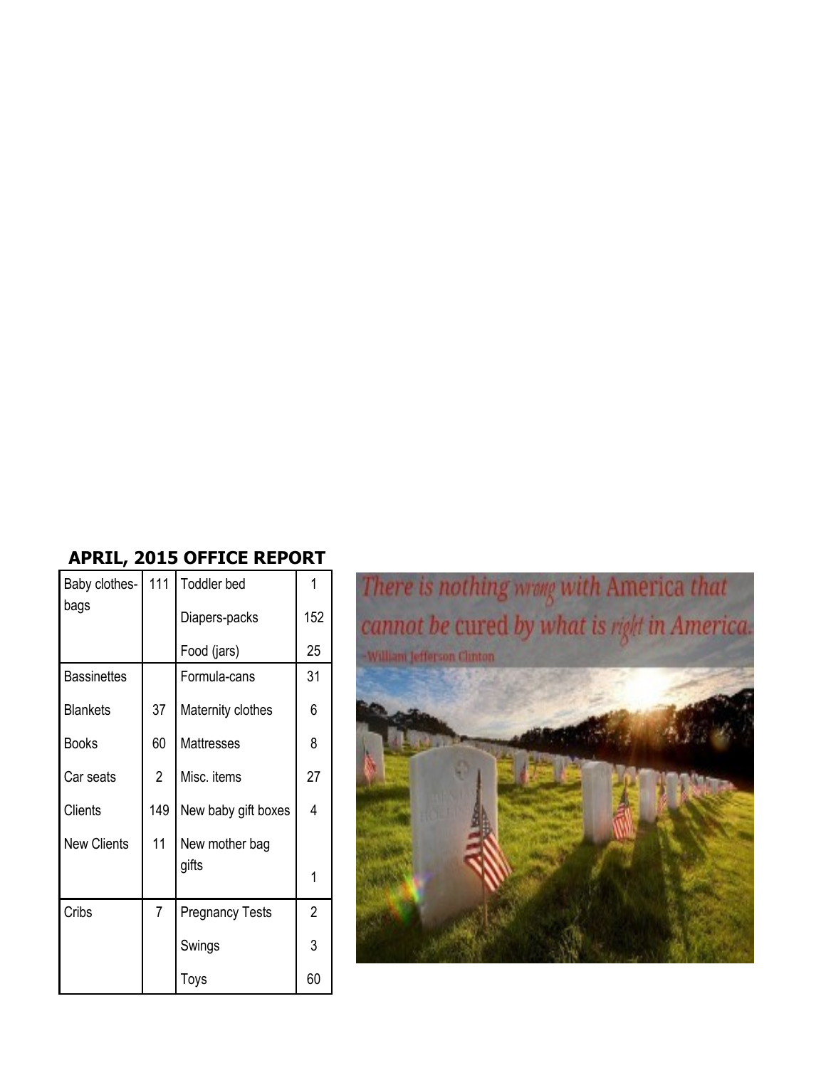## APRIL, 2015 OFFICE REPORT

| | | | |
|---|---|---|---|
| Baby clothes-bags | 111 | Toddler bed | 1 |
| | | Diapers-packs | 152 |
| | | Food (jars) | 25 |
| Bassinettes | | Formula-cans | 31 |
| Blankets | 37 | Maternity clothes | 6 |
| Books | 60 | Mattresses | 8 |
| Car seats | 2 | Misc. items | 27 |
| Clients | 149 | New baby gift boxes | 4 |
| New Clients | 11 | New mother bag gifts | 1 |
| Cribs | 7 | Pregnancy Tests | 2 |
| | | Swings | 3 |
| | | Toys | 60 |

*There is nothing wrong with America that cannot be cured by what is right in America.*

-William Jefferson Clinton